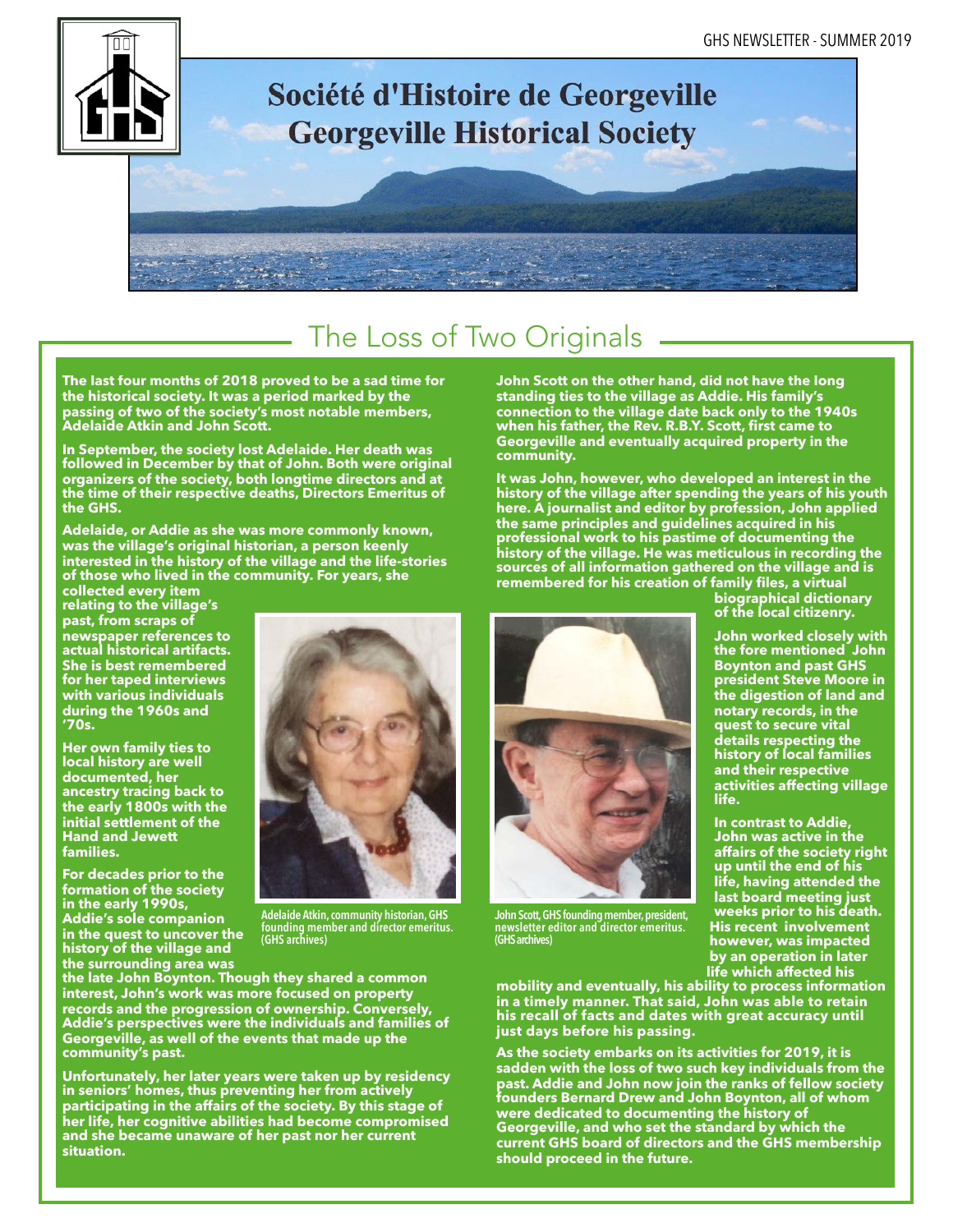# Société d'Histoire de Georgeville
# Georgeville Historical Society

## The Loss of Two Originals

**The last four months of 2018 proved to be a sad time for the historical society. It was a period marked by the passing of two of the society's most notable members, Adelaide Atkin and John Scott.**

**In September, the society lost Adelaide. Her death was followed in December by that of John. Both were original organizers of the society, both longtime directors and at the time of their respective deaths, Directors Emeritus of the GHS.**

**Adelaide, or Addie as she was more commonly known, was the village's original historian, a person keenly interested in the history of the village and the life-stories of those who lived in the community. For years, she collected every item relating to the village's past, from scraps of newspaper references to actual historical artifacts. She is best remembered for her taped interviews with various individuals during the 1960s and '70s.**

**Her own family ties to local history are well documented, her ancestry tracing back to the early 1800s with the initial settlement of the Hand and Jewett families.**

Adelaide Atkin, community historian, GHS founding member and director emeritus. (GHS archives)

**For decades prior to the formation of the society in the early 1990s, Addie's sole companion in the quest to uncover the history of the village and the surrounding area was the late John Boynton. Though they shared a common interest, John's work was more focused on property records and the progression of ownership. Conversely, Addie's perspectives were the individuals and families of Georgeville, as well of the events that made up the community's past.**

**Unfortunately, her later years were taken up by residency in seniors' homes, thus preventing her from actively participating in the affairs of the society. By this stage of her life, her cognitive abilities had become compromised and she became unaware of her past nor her current situation.**

**John Scott on the other hand, did not have the long standing ties to the village as Addie. His family's connection to the village date back only to the 1940s when his father, the Rev. R.B.Y. Scott, first came to Georgeville and eventually acquired property in the community.**

**It was John, however, who developed an interest in the history of the village after spending the years of his youth here. A journalist and editor by profession, John applied the same principles and guidelines acquired in his professional work to his pastime of documenting the history of the village. He was meticulous in recording the sources of all information gathered on the village and is remembered for his creation of family files, a virtual biographical dictionary of the local citizenry.**

John Scott, GHS founding member, president, newsletter editor and director emeritus. (GHS archives)

**John worked closely with the fore mentioned John Boynton and past GHS president Steve Moore in the digestion of land and notary records, in the quest to secure vital details respecting the history of local families and their respective activities affecting village life.**

**In contrast to Addie, John was active in the affairs of the society right up until the end of his life, having attended the last board meeting just weeks prior to his death. His recent involvement however, was impacted by an operation in later life which affected his mobility and eventually, his ability to process information in a timely manner. That said, John was able to retain his recall of facts and dates with great accuracy until just days before his passing.**

**As the society embarks on its activities for 2019, it is sadden with the loss of two such key individuals from the past. Addie and John now join the ranks of fellow society founders Bernard Drew and John Boynton, all of whom were dedicated to documenting the history of Georgeville, and who set the standard by which the current GHS board of directors and the GHS membership should proceed in the future.**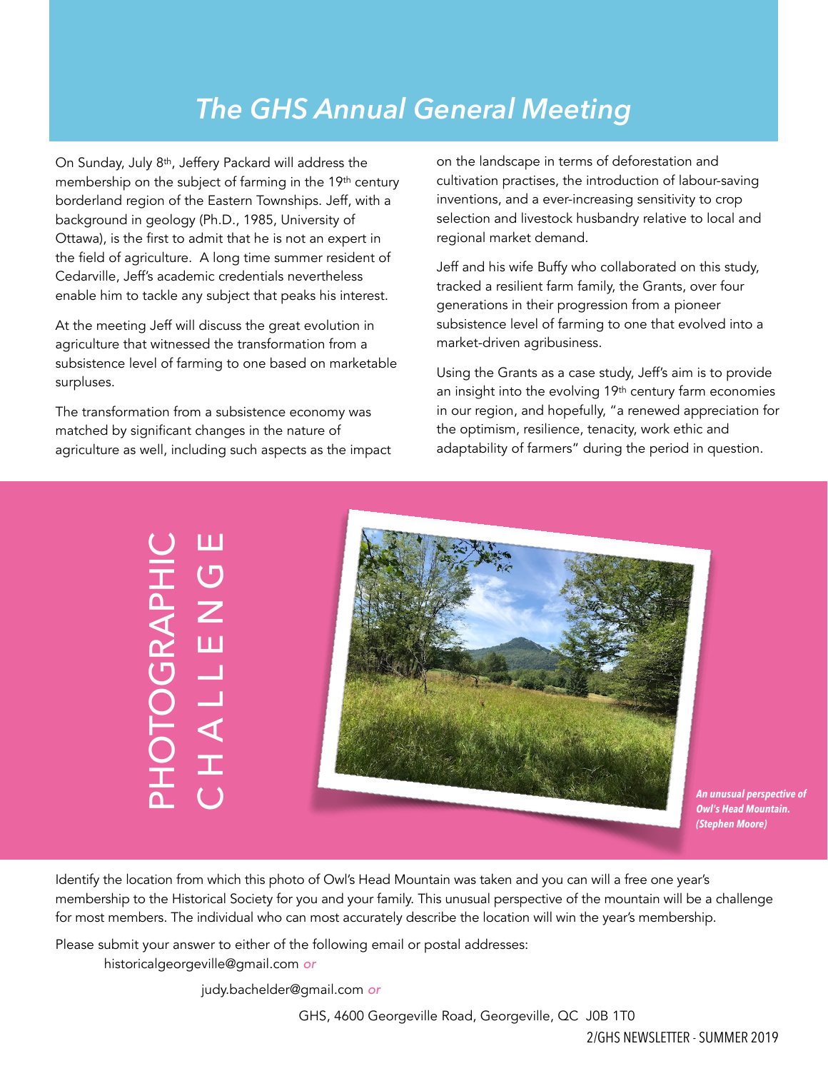# The GHS Annual General Meeting

On Sunday, July 8th, Jeffery Packard will address the membership on the subject of farming in the 19th century borderland region of the Eastern Townships. Jeff, with a background in geology (Ph.D., 1985, University of Ottawa), is the first to admit that he is not an expert in the field of agriculture. A long time summer resident of Cedarville, Jeff's academic credentials nevertheless enable him to tackle any subject that peaks his interest.

At the meeting Jeff will discuss the great evolution in agriculture that witnessed the transformation from a subsistence level of farming to one based on marketable surpluses.

The transformation from a subsistence economy was matched by significant changes in the nature of agriculture as well, including such aspects as the impact on the landscape in terms of deforestation and cultivation practises, the introduction of labour-saving inventions, and a ever-increasing sensitivity to crop selection and livestock husbandry relative to local and regional market demand.

Jeff and his wife Buffy who collaborated on this study, tracked a resilient farm family, the Grants, over four generations in their progression from a pioneer subsistence level of farming to one that evolved into a market-driven agribusiness.

Using the Grants as a case study, Jeff's aim is to provide an insight into the evolving 19th century farm economies in our region, and hopefully, "a renewed appreciation for the optimism, resilience, tenacity, work ethic and adaptability of farmers" during the period in question.

## PHOTOGRAPHIC CHALLENGE

***An unusual perspective of Owl's Head Mountain. (Stephen Moore)***

Identify the location from which this photo of Owl's Head Mountain was taken and you can will a free one year's membership to the Historical Society for you and your family. This unusual perspective of the mountain will be a challenge for most members. The individual who can most accurately describe the location will win the year's membership.

Please submit your answer to either of the following email or postal addresses:

historicalgeorgeville@gmail.com *or*

judy.bachelder@gmail.com *or*

GHS, 4600 Georgeville Road, Georgeville, QC J0B 1T0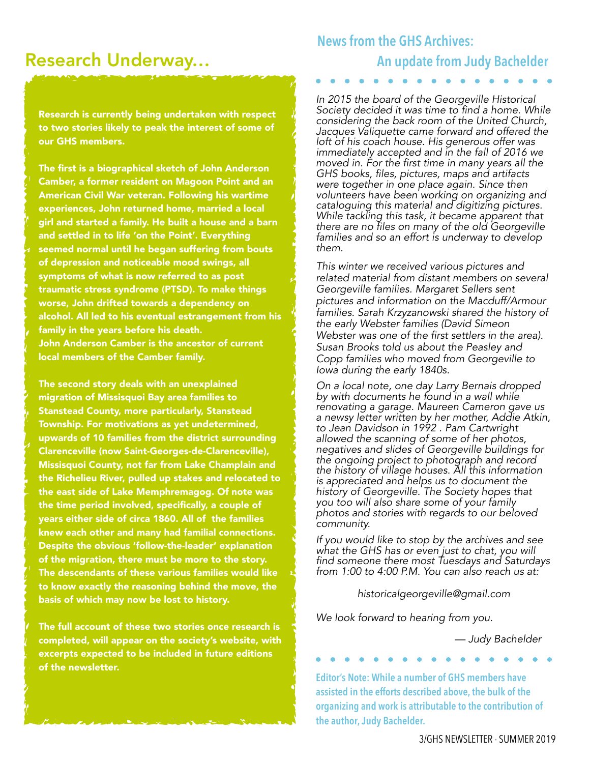## Research Underway...

**Research is currently being undertaken with respect to two stories likely to peak the interest of some of our GHS members.**

**The first is a biographical sketch of John Anderson Camber, a former resident on Magoon Point and an American Civil War veteran. Following his wartime experiences, John returned home, married a local girl and started a family. He built a house and a barn and settled in to life 'on the Point'. Everything seemed normal until he began suffering from bouts of depression and noticeable mood swings, all symptoms of what is now referred to as post traumatic stress syndrome (PTSD). To make things worse, John drifted towards a dependency on alcohol. All led to his eventual estrangement from his family in the years before his death. John Anderson Camber is the ancestor of current local members of the Camber family.**

**The second story deals with an unexplained migration of Missisquoi Bay area families to Stanstead County, more particularly, Stanstead Township. For motivations as yet undetermined, upwards of 10 families from the district surrounding Clarenceville (now Saint-Georges-de-Clarenceville), Missisquoi County, not far from Lake Champlain and the Richelieu River, pulled up stakes and relocated to the east side of Lake Memphremagog. Of note was the time period involved, specifically, a couple of years either side of circa 1860. All of the families knew each other and many had familial connections. Despite the obvious 'follow-the-leader' explanation of the migration, there must be more to the story. The descendants of these various families would like to know exactly the reasoning behind the move, the basis of which may now be lost to history.**

**The full account of these two stories once research is completed, will appear on the society's website, with excerpts expected to be included in future editions of the newsletter.**

## News from the GHS Archives:

### An update from Judy Bachelder

*In 2015 the board of the Georgeville Historical Society decided it was time to find a home. While considering the back room of the United Church, Jacques Valiquette came forward and offered the loft of his coach house. His generous offer was immediately accepted and in the fall of 2016 we moved in. For the first time in many years all the GHS books, files, pictures, maps and artifacts were together in one place again. Since then volunteers have been working on organizing and cataloguing this material and digitizing pictures. While tackling this task, it became apparent that there are no files on many of the old Georgeville families and so an effort is underway to develop them.*

*This winter we received various pictures and related material from distant members on several Georgeville families. Margaret Sellers sent pictures and information on the Macduff/Armour families. Sarah Krzyzanowski shared the history of the early Webster families (David Simeon Webster was one of the first settlers in the area). Susan Brooks told us about the Peasley and Copp families who moved from Georgeville to Iowa during the early 1840s.*

*On a local note, one day Larry Bernais dropped by with documents he found in a wall while renovating a garage. Maureen Cameron gave us a newsy letter written by her mother, Addie Atkin, to Jean Davidson in 1992 . Pam Cartwright allowed the scanning of some of her photos, negatives and slides of Georgeville buildings for the ongoing project to photograph and record the history of village houses. All this information is appreciated and helps us to document the history of Georgeville. The Society hopes that you too will also share some of your family photos and stories with regards to our beloved community.*

*If you would like to stop by the archives and see what the GHS has or even just to chat, you will find someone there most Tuesdays and Saturdays from 1:00 to 4:00 P.M. You can also reach us at:*

*historicalgeorgeville@gmail.com*

*We look forward to hearing from you.*

*— Judy Bachelder*

**Editor's Note: While a number of GHS members have assisted in the efforts described above, the bulk of the organizing and work is attributable to the contribution of the author, Judy Bachelder.**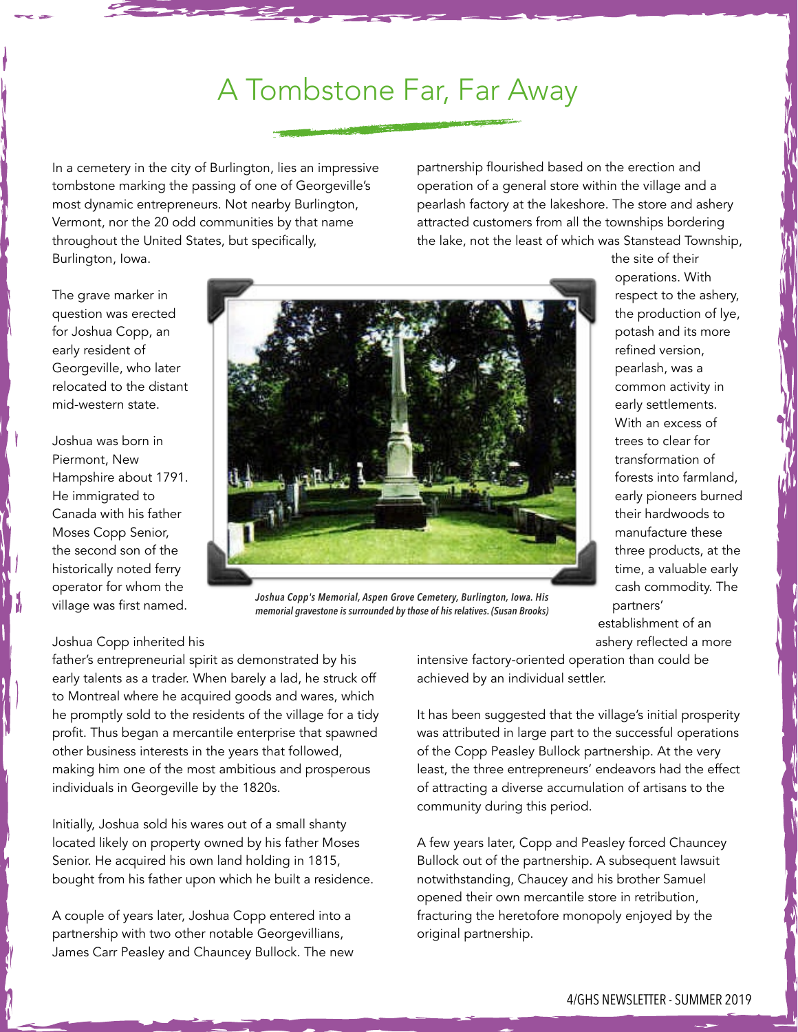# A Tombstone Far, Far Away

In a cemetery in the city of Burlington, lies an impressive tombstone marking the passing of one of Georgeville's most dynamic entrepreneurs. Not nearby Burlington, Vermont, nor the 20 odd communities by that name throughout the United States, but specifically, Burlington, Iowa.

The grave marker in question was erected for Joshua Copp, an early resident of Georgeville, who later relocated to the distant mid-western state.

Joshua was born in Piermont, New Hampshire about 1791. He immigrated to Canada with his father Moses Copp Senior, the second son of the historically noted ferry operator for whom the village was first named.

*Joshua Copp's Memorial, Aspen Grove Cemetery, Burlington, Iowa. His memorial gravestone is surrounded by those of his relatives. (Susan Brooks)*

Joshua Copp inherited his father's entrepreneurial spirit as demonstrated by his early talents as a trader. When barely a lad, he struck off to Montreal where he acquired goods and wares, which he promptly sold to the residents of the village for a tidy profit. Thus began a mercantile enterprise that spawned other business interests in the years that followed, making him one of the most ambitious and prosperous individuals in Georgeville by the 1820s.

Initially, Joshua sold his wares out of a small shanty located likely on property owned by his father Moses Senior. He acquired his own land holding in 1815, bought from his father upon which he built a residence.

A couple of years later, Joshua Copp entered into a partnership with two other notable Georgevillians, James Carr Peasley and Chauncey Bullock. The new partnership flourished based on the erection and operation of a general store within the village and a pearlash factory at the lakeshore. The store and ashery attracted customers from all the townships bordering the lake, not the least of which was Stanstead Township, the site of their operations. With respect to the ashery, the production of lye, potash and its more refined version, pearlash, was a common activity in early settlements. With an excess of trees to clear for transformation of forests into farmland, early pioneers burned their hardwoods to manufacture these three products, at the time, a valuable early cash commodity. The partners' establishment of an ashery reflected a more intensive factory-oriented operation than could be achieved by an individual settler.

It has been suggested that the village's initial prosperity was attributed in large part to the successful operations of the Copp Peasley Bullock partnership. At the very least, the three entrepreneurs' endeavors had the effect of attracting a diverse accumulation of artisans to the community during this period.

A few years later, Copp and Peasley forced Chauncey Bullock out of the partnership. A subsequent lawsuit notwithstanding, Chaucey and his brother Samuel opened their own mercantile store in retribution, fracturing the heretofore monopoly enjoyed by the original partnership.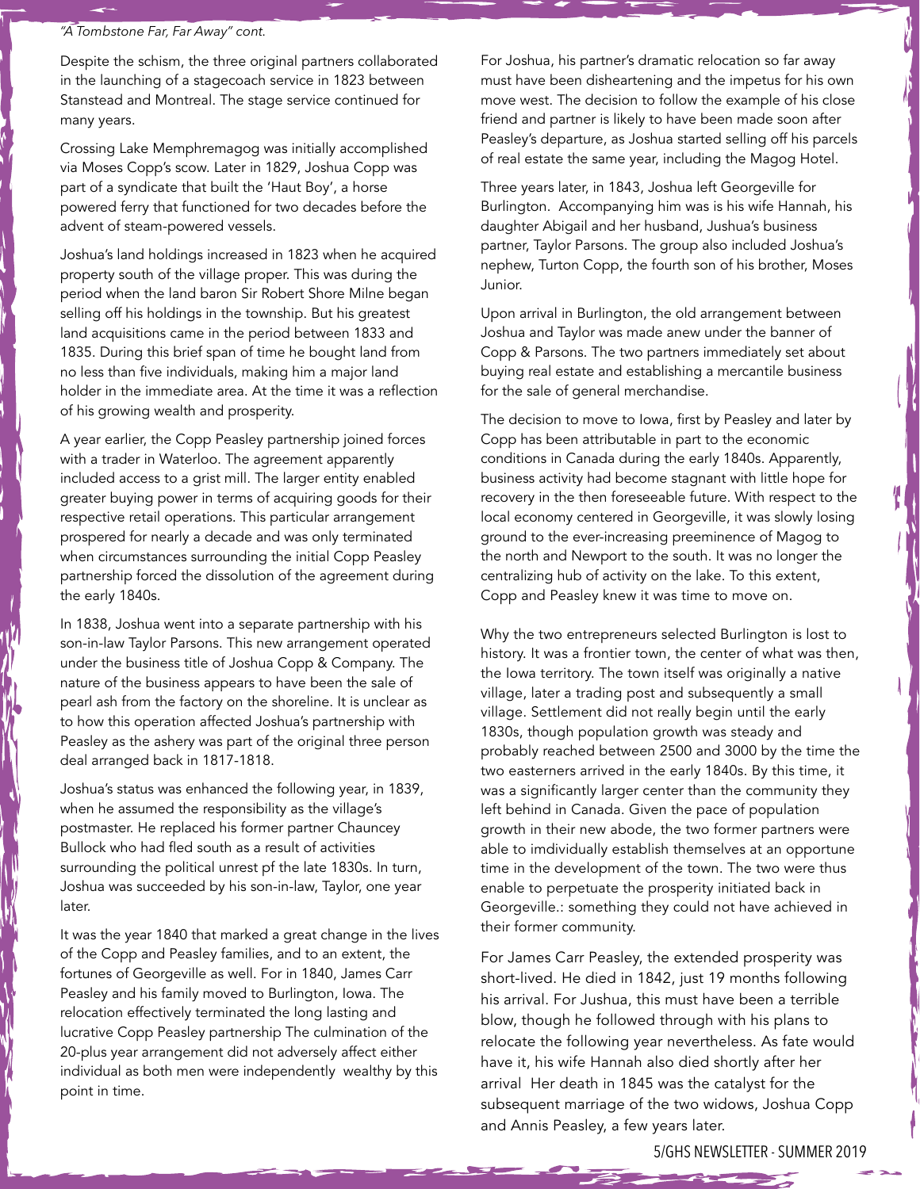*"A Tombstone Far, Far Away" cont.*

Despite the schism, the three original partners collaborated in the launching of a stagecoach service in 1823 between Stanstead and Montreal. The stage service continued for many years.

Crossing Lake Memphremagog was initially accomplished via Moses Copp's scow. Later in 1829, Joshua Copp was part of a syndicate that built the 'Haut Boy', a horse powered ferry that functioned for two decades before the advent of steam-powered vessels.

Joshua's land holdings increased in 1823 when he acquired property south of the village proper. This was during the period when the land baron Sir Robert Shore Milne began selling off his holdings in the township. But his greatest land acquisitions came in the period between 1833 and 1835. During this brief span of time he bought land from no less than five individuals, making him a major land holder in the immediate area. At the time it was a reflection of his growing wealth and prosperity.

A year earlier, the Copp Peasley partnership joined forces with a trader in Waterloo. The agreement apparently included access to a grist mill. The larger entity enabled greater buying power in terms of acquiring goods for their respective retail operations. This particular arrangement prospered for nearly a decade and was only terminated when circumstances surrounding the initial Copp Peasley partnership forced the dissolution of the agreement during the early 1840s.

In 1838, Joshua went into a separate partnership with his son-in-law Taylor Parsons. This new arrangement operated under the business title of Joshua Copp & Company. The nature of the business appears to have been the sale of pearl ash from the factory on the shoreline. It is unclear as to how this operation affected Joshua's partnership with Peasley as the ashery was part of the original three person deal arranged back in 1817-1818.

Joshua's status was enhanced the following year, in 1839, when he assumed the responsibility as the village's postmaster. He replaced his former partner Chauncey Bullock who had fled south as a result of activities surrounding the political unrest pf the late 1830s. In turn, Joshua was succeeded by his son-in-law, Taylor, one year later.

It was the year 1840 that marked a great change in the lives of the Copp and Peasley families, and to an extent, the fortunes of Georgeville as well. For in 1840, James Carr Peasley and his family moved to Burlington, Iowa. The relocation effectively terminated the long lasting and lucrative Copp Peasley partnership The culmination of the 20-plus year arrangement did not adversely affect either individual as both men were independently wealthy by this point in time.

For Joshua, his partner's dramatic relocation so far away must have been disheartening and the impetus for his own move west. The decision to follow the example of his close friend and partner is likely to have been made soon after Peasley's departure, as Joshua started selling off his parcels of real estate the same year, including the Magog Hotel.

Three years later, in 1843, Joshua left Georgeville for Burlington. Accompanying him was is his wife Hannah, his daughter Abigail and her husband, Jushua's business partner, Taylor Parsons. The group also included Joshua's nephew, Turton Copp, the fourth son of his brother, Moses Junior.

Upon arrival in Burlington, the old arrangement between Joshua and Taylor was made anew under the banner of Copp & Parsons. The two partners immediately set about buying real estate and establishing a mercantile business for the sale of general merchandise.

The decision to move to Iowa, first by Peasley and later by Copp has been attributable in part to the economic conditions in Canada during the early 1840s. Apparently, business activity had become stagnant with little hope for recovery in the then foreseeable future. With respect to the local economy centered in Georgeville, it was slowly losing ground to the ever-increasing preeminence of Magog to the north and Newport to the south. It was no longer the centralizing hub of activity on the lake. To this extent, Copp and Peasley knew it was time to move on.

Why the two entrepreneurs selected Burlington is lost to history. It was a frontier town, the center of what was then, the Iowa territory. The town itself was originally a native village, later a trading post and subsequently a small village. Settlement did not really begin until the early 1830s, though population growth was steady and probably reached between 2500 and 3000 by the time the two easterners arrived in the early 1840s. By this time, it was a significantly larger center than the community they left behind in Canada. Given the pace of population growth in their new abode, the two former partners were able to imdividually establish themselves at an opportune time in the development of the town. The two were thus enable to perpetuate the prosperity initiated back in Georgeville.: something they could not have achieved in their former community.

For James Carr Peasley, the extended prosperity was short-lived. He died in 1842, just 19 months following his arrival. For Jushua, this must have been a terrible blow, though he followed through with his plans to relocate the following year nevertheless. As fate would have it, his wife Hannah also died shortly after her arrival Her death in 1845 was the catalyst for the subsequent marriage of the two widows, Joshua Copp and Annis Peasley, a few years later.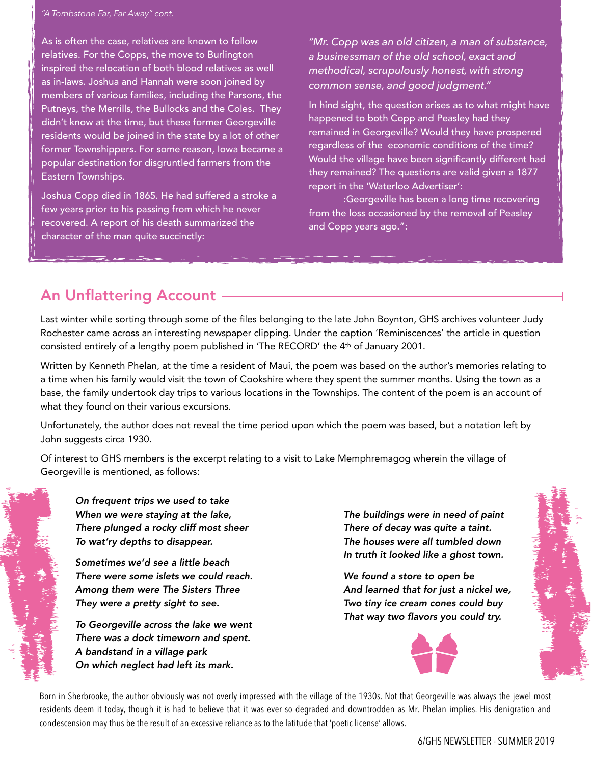*"A Tombstone Far, Far Away" cont.*

As is often the case, relatives are known to follow relatives. For the Copps, the move to Burlington inspired the relocation of both blood relatives as well as in-laws. Joshua and Hannah were soon joined by members of various families, including the Parsons, the Putneys, the Merrills, the Bullocks and the Coles. They didn't know at the time, but these former Georgeville residents would be joined in the state by a lot of other former Townshippers. For some reason, Iowa became a popular destination for disgruntled farmers from the Eastern Townships.

Joshua Copp died in 1865. He had suffered a stroke a few years prior to his passing from which he never recovered. A report of his death summarized the character of the man quite succinctly:

*"Mr. Copp was an old citizen, a man of substance, a businessman of the old school, exact and methodical, scrupulously honest, with strong common sense, and good judgment."*

In hind sight, the question arises as to what might have happened to both Copp and Peasley had they remained in Georgeville? Would they have prospered regardless of the economic conditions of the time? Would the village have been significantly different had they remained? The questions are valid given a 1877 report in the 'Waterloo Advertiser':

:Georgeville has been a long time recovering from the loss occasioned by the removal of Peasley and Copp years ago.":

## An Unflattering Account

Last winter while sorting through some of the files belonging to the late John Boynton, GHS archives volunteer Judy Rochester came across an interesting newspaper clipping. Under the caption 'Reminiscences' the article in question consisted entirely of a lengthy poem published in 'The RECORD' the 4th of January 2001.

Written by Kenneth Phelan, at the time a resident of Maui, the poem was based on the author's memories relating to a time when his family would visit the town of Cookshire where they spent the summer months. Using the town as a base, the family undertook day trips to various locations in the Townships. The content of the poem is an account of what they found on their various excursions.

Unfortunately, the author does not reveal the time period upon which the poem was based, but a notation left by John suggests circa 1930.

Of interest to GHS members is the excerpt relating to a visit to Lake Memphremagog wherein the village of Georgeville is mentioned, as follows:

***On frequent trips we used to take***
***When we were staying at the lake,***
***There plunged a rocky cliff most sheer***
***To wat'ry depths to disappear.***

***Sometimes we'd see a little beach***
***There were some islets we could reach.***
***Among them were The Sisters Three***
***They were a pretty sight to see.***

***To Georgeville across the lake we went***
***There was a dock timeworn and spent.***
***A bandstand in a village park***
***On which neglect had left its mark.***

***The buildings were in need of paint***
***There of decay was quite a taint.***
***The houses were all tumbled down***
***In truth it looked like a ghost town.***

***We found a store to open be***
***And learned that for just a nickel we,***
***Two tiny ice cream cones could buy***
***That way two flavors you could try.***

Born in Sherbrooke, the author obviously was not overly impressed with the village of the 1930s. Not that Georgeville was always the jewel most residents deem it today, though it is had to believe that it was ever so degraded and downtrodden as Mr. Phelan implies. His denigration and condescension may thus be the result of an excessive reliance as to the latitude that 'poetic license' allows.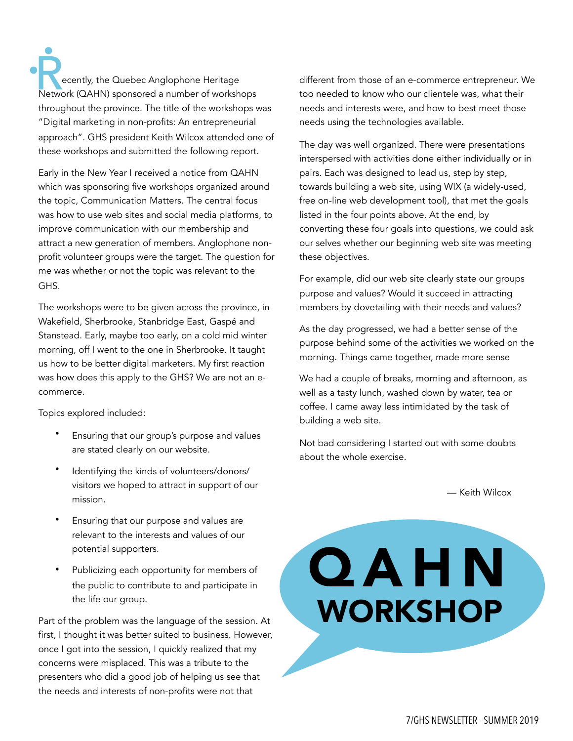Recently, the Quebec Anglophone Heritage Network (QAHN) sponsored a number of workshops throughout the province. The title of the workshops was "Digital marketing in non-profits: An entrepreneurial approach". GHS president Keith Wilcox attended one of these workshops and submitted the following report.

Early in the New Year I received a notice from QAHN which was sponsoring five workshops organized around the topic, Communication Matters. The central focus was how to use web sites and social media platforms, to improve communication with our membership and attract a new generation of members. Anglophone non-profit volunteer groups were the target. The question for me was whether or not the topic was relevant to the GHS.

The workshops were to be given across the province, in Wakefield, Sherbrooke, Stanbridge East, Gaspé and Stanstead. Early, maybe too early, on a cold mid winter morning, off I went to the one in Sherbrooke. It taught us how to be better digital marketers. My first reaction was how does this apply to the GHS? We are not an e-commerce.

Topics explored included:

- Ensuring that our group's purpose and values are stated clearly on our website.
- Identifying the kinds of volunteers/donors/ visitors we hoped to attract in support of our mission.
- Ensuring that our purpose and values are relevant to the interests and values of our potential supporters.
- Publicizing each opportunity for members of the public to contribute to and participate in the life our group.

Part of the problem was the language of the session. At first, I thought it was better suited to business. However, once I got into the session, I quickly realized that my concerns were misplaced. This was a tribute to the presenters who did a good job of helping us see that the needs and interests of non-profits were not that different from those of an e-commerce entrepreneur. We too needed to know who our clientele was, what their needs and interests were, and how to best meet those needs using the technologies available.

The day was well organized. There were presentations interspersed with activities done either individually or in pairs. Each was designed to lead us, step by step, towards building a web site, using WIX (a widely-used, free on-line web development tool), that met the goals listed in the four points above. At the end, by converting these four goals into questions, we could ask our selves whether our beginning web site was meeting these objectives.

For example, did our web site clearly state our groups purpose and values? Would it succeed in attracting members by dovetailing with their needs and values?

As the day progressed, we had a better sense of the purpose behind some of the activities we worked on the morning. Things came together, made more sense

We had a couple of breaks, morning and afternoon, as well as a tasty lunch, washed down by water, tea or coffee. I came away less intimidated by the task of building a web site.

Not bad considering I started out with some doubts about the whole exercise.

— Keith Wilcox

**QAHN WORKSHOP**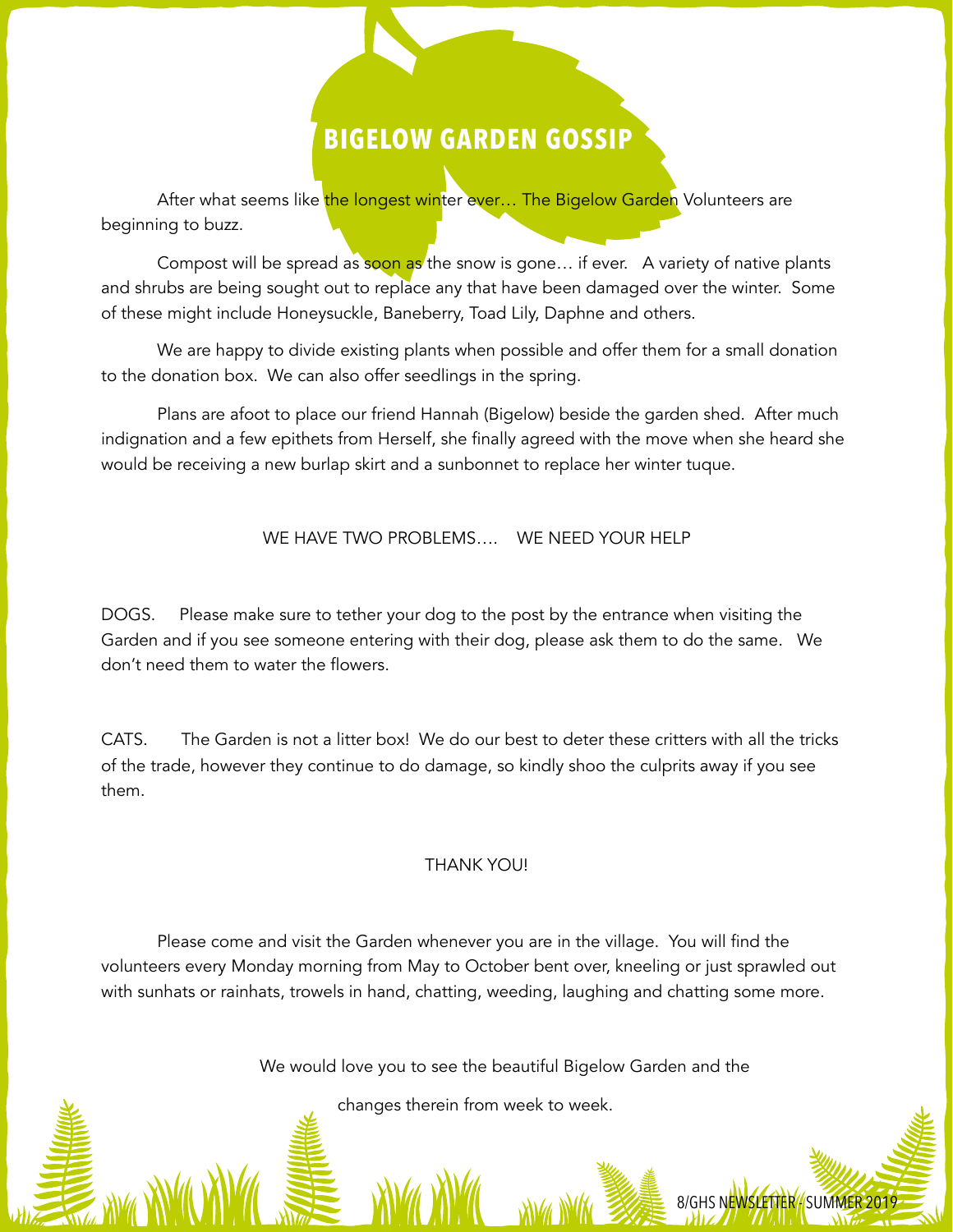# BIGELOW GARDEN GOSSIP

After what seems like the longest winter ever… The Bigelow Garden Volunteers are beginning to buzz.

Compost will be spread as soon as the snow is gone… if ever. A variety of native plants and shrubs are being sought out to replace any that have been damaged over the winter. Some of these might include Honeysuckle, Baneberry, Toad Lily, Daphne and others.

We are happy to divide existing plants when possible and offer them for a small donation to the donation box. We can also offer seedlings in the spring.

Plans are afoot to place our friend Hannah (Bigelow) beside the garden shed. After much indignation and a few epithets from Herself, she finally agreed with the move when she heard she would be receiving a new burlap skirt and a sunbonnet to replace her winter tuque.

WE HAVE TWO PROBLEMS…. WE NEED YOUR HELP

DOGS. Please make sure to tether your dog to the post by the entrance when visiting the Garden and if you see someone entering with their dog, please ask them to do the same. We don't need them to water the flowers.

CATS. The Garden is not a litter box! We do our best to deter these critters with all the tricks of the trade, however they continue to do damage, so kindly shoo the culprits away if you see them.

THANK YOU!

Please come and visit the Garden whenever you are in the village. You will find the volunteers every Monday morning from May to October bent over, kneeling or just sprawled out with sunhats or rainhats, trowels in hand, chatting, weeding, laughing and chatting some more.

We would love you to see the beautiful Bigelow Garden and the

changes therein from week to week.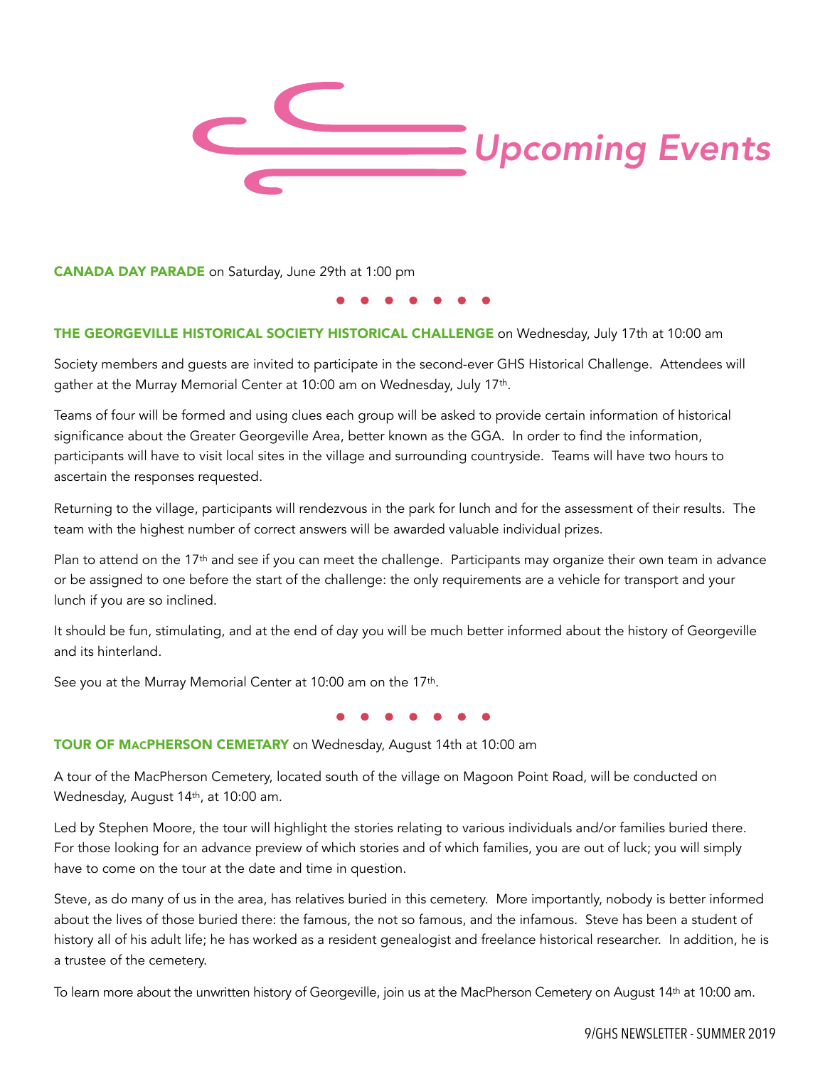# Upcoming Events

**CANADA DAY PARADE** on Saturday, June 29th at 1:00 pm

• • • • • • •

**THE GEORGEVILLE HISTORICAL SOCIETY HISTORICAL CHALLENGE** on Wednesday, July 17th at 10:00 am

Society members and guests are invited to participate in the second-ever GHS Historical Challenge. Attendees will gather at the Murray Memorial Center at 10:00 am on Wednesday, July 17th.

Teams of four will be formed and using clues each group will be asked to provide certain information of historical significance about the Greater Georgeville Area, better known as the GGA. In order to find the information, participants will have to visit local sites in the village and surrounding countryside. Teams will have two hours to ascertain the responses requested.

Returning to the village, participants will rendezvous in the park for lunch and for the assessment of their results. The team with the highest number of correct answers will be awarded valuable individual prizes.

Plan to attend on the 17th and see if you can meet the challenge. Participants may organize their own team in advance or be assigned to one before the start of the challenge: the only requirements are a vehicle for transport and your lunch if you are so inclined.

It should be fun, stimulating, and at the end of day you will be much better informed about the history of Georgeville and its hinterland.

See you at the Murray Memorial Center at 10:00 am on the 17th.

• • • • • • •

**TOUR OF MACPHERSON CEMETARY** on Wednesday, August 14th at 10:00 am

A tour of the MacPherson Cemetery, located south of the village on Magoon Point Road, will be conducted on Wednesday, August 14th, at 10:00 am.

Led by Stephen Moore, the tour will highlight the stories relating to various individuals and/or families buried there. For those looking for an advance preview of which stories and of which families, you are out of luck; you will simply have to come on the tour at the date and time in question.

Steve, as do many of us in the area, has relatives buried in this cemetery. More importantly, nobody is better informed about the lives of those buried there: the famous, the not so famous, and the infamous. Steve has been a student of history all of his adult life; he has worked as a resident genealogist and freelance historical researcher. In addition, he is a trustee of the cemetery.

To learn more about the unwritten history of Georgeville, join us at the MacPherson Cemetery on August 14th at 10:00 am.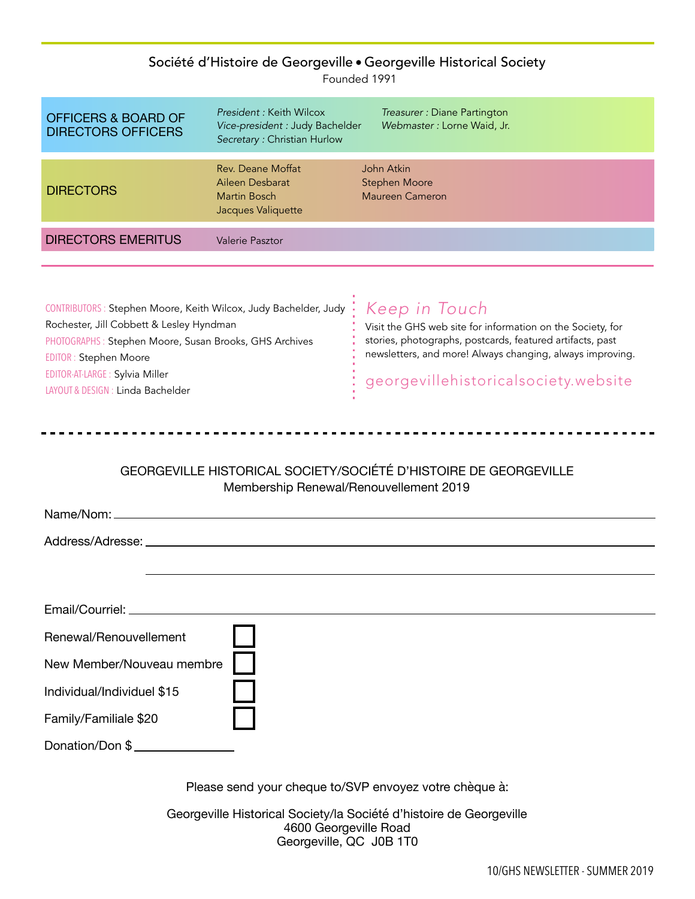Société d'Histoire de Georgeville • Georgeville Historical Society

Founded 1991

| | | |
|---|---|---|
| OFFICERS & BOARD OF DIRECTORS OFFICERS | *President :* Keith Wilcox<br>*Vice-president :* Judy Bachelder<br>*Secretary :* Christian Hurlow | *Treasurer :* Diane Partington<br>*Webmaster :* Lorne Waid, Jr. |
| DIRECTORS | Rev. Deane Moffat<br>Aileen Desbarat<br>Martin Bosch<br>Jacques Valiquette | John Atkin<br>Stephen Moore<br>Maureen Cameron |
| DIRECTORS EMERITUS | Valerie Pasztor | |

CONTRIBUTORS : Stephen Moore, Keith Wilcox, Judy Bachelder, Judy Rochester, Jill Cobbett & Lesley Hyndman

PHOTOGRAPHS : Stephen Moore, Susan Brooks, GHS Archives

EDITOR : Stephen Moore

EDITOR-AT-LARGE : Sylvia Miller

LAYOUT & DESIGN : Linda Bachelder

## Keep in Touch

Visit the GHS web site for information on the Society, for stories, photographs, postcards, featured artifacts, past newsletters, and more! Always changing, always improving.

georgevillehistoricalsociety.website

---

GEORGEVILLE HISTORICAL SOCIETY/SOCIÉTÉ D'HISTOIRE DE GEORGEVILLE

Membership Renewal/Renouvellement 2019

Name/Nom: ____________________

Address/Adresse: ____________________

____________________

Email/Courriel: ____________________

Renewal/Renouvellement ☐

New Member/Nouveau membre ☐

Individual/Individuel $15 ☐

Family/Familiale $20 ☐

Donation/Don $ __________

Please send your cheque to/SVP envoyez votre chèque à:

Georgeville Historical Society/la Société d'histoire de Georgeville
4600 Georgeville Road
Georgeville, QC J0B 1T0